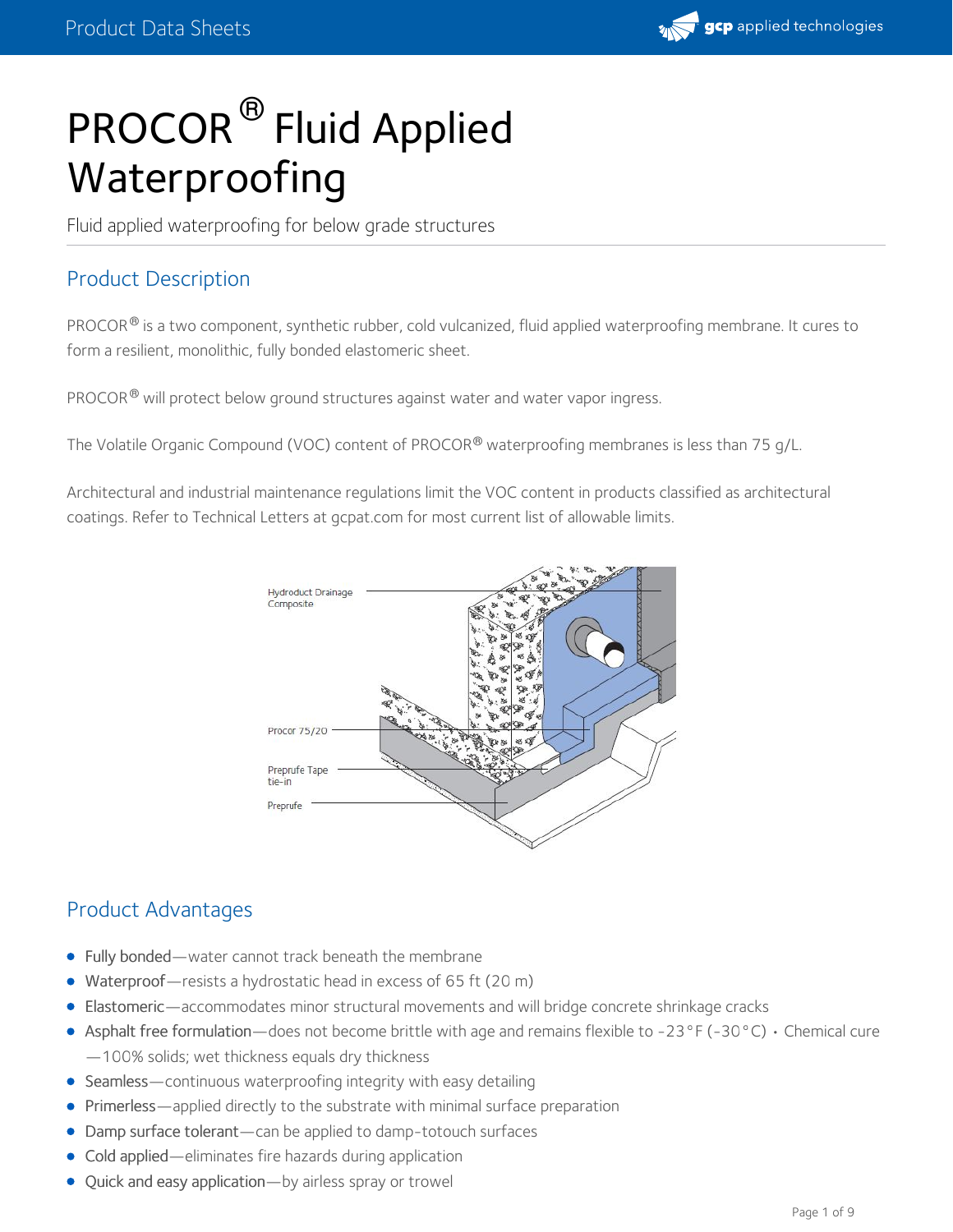# PROCOR® Fluid Applied Waterproofing

Fluid applied waterproofing for below grade structures

## Product Description

PROCOR® is a two component, synthetic rubber, cold vulcanized, fluid applied waterproofing membrane. It cures to form a resilient, monolithic, fully bonded elastomeric sheet.

PROCOR® will protect below ground structures against water and water vapor ingress.

The Volatile Organic Compound (VOC) content of PROCOR® waterproofing membranes is less than 75 g/L.

Architectural and industrial maintenance regulations limit the VOC content in products classified as architectural coatings. Refer to Technical Letters at gcpat.com for most current list of allowable limits.

Hydroduct Drainage Composite

Procor 75/20

Preprufe Tape tie-in

Preprufe

## Product Advantages

- Fully bonded—water cannot track beneath the membrane
- Waterproof—resists a hydrostatic head in excess of 65 ft (20 m)
- Elastomeric—accommodates minor structural movements and will bridge concrete shrinkage cracks
- Asphalt free formulation—does not become brittle with age and remains flexible to -23°F (-30°C) • Chemical cure —100% solids; wet thickness equals dry thickness
- Seamless—continuous waterproofing integrity with easy detailing
- Primerless—applied directly to the substrate with minimal surface preparation
- Damp surface tolerant—can be applied to damp-totouch surfaces
- Cold applied—eliminates fire hazards during application
- Quick and easy application—by airless spray or trowel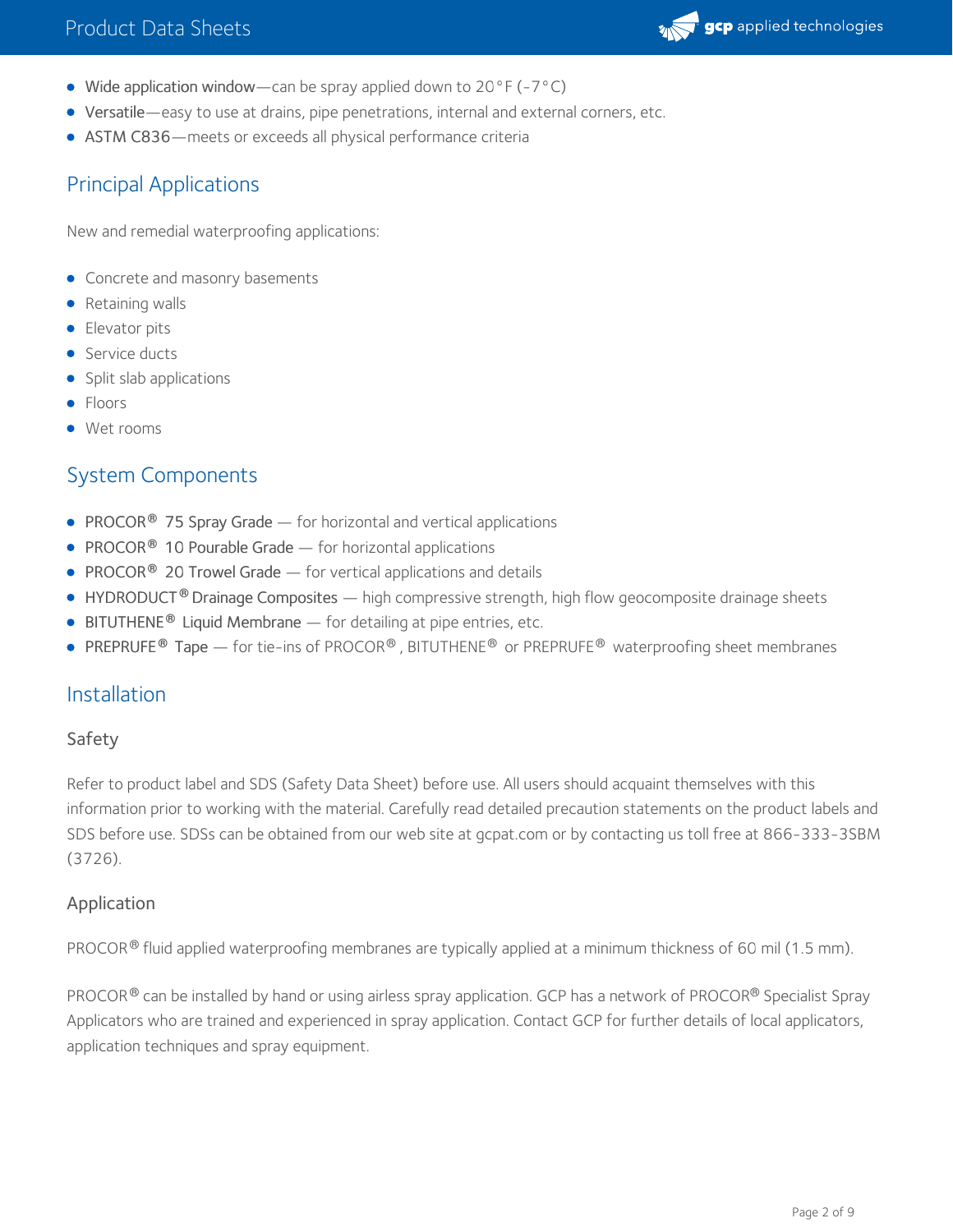- Wide application window—can be spray applied down to 20°F (-7°C)
- Versatile—easy to use at drains, pipe penetrations, internal and external corners, etc.
- ASTM C836—meets or exceeds all physical performance criteria

## Principal Applications

New and remedial waterproofing applications:

- Concrete and masonry basements
- Retaining walls
- Elevator pits
- Service ducts
- Split slab applications
- Floors
- Wet rooms

## System Components

- PROCOR® 75 Spray Grade — for horizontal and vertical applications
- PROCOR® 10 Pourable Grade — for horizontal applications
- PROCOR® 20 Trowel Grade — for vertical applications and details
- HYDRODUCT® Drainage Composites — high compressive strength, high flow geocomposite drainage sheets
- BITUTHENE® Liquid Membrane — for detailing at pipe entries, etc.
- PREPRUFE® Tape — for tie-ins of PROCOR®, BITUTHENE® or PREPRUFE® waterproofing sheet membranes

## Installation

### Safety

Refer to product label and SDS (Safety Data Sheet) before use. All users should acquaint themselves with this information prior to working with the material. Carefully read detailed precaution statements on the product labels and SDS before use. SDSs can be obtained from our web site at gcpat.com or by contacting us toll free at 866-333-3SBM (3726).

### Application

PROCOR® fluid applied waterproofing membranes are typically applied at a minimum thickness of 60 mil (1.5 mm).

PROCOR® can be installed by hand or using airless spray application. GCP has a network of PROCOR® Specialist Spray Applicators who are trained and experienced in spray application. Contact GCP for further details of local applicators, application techniques and spray equipment.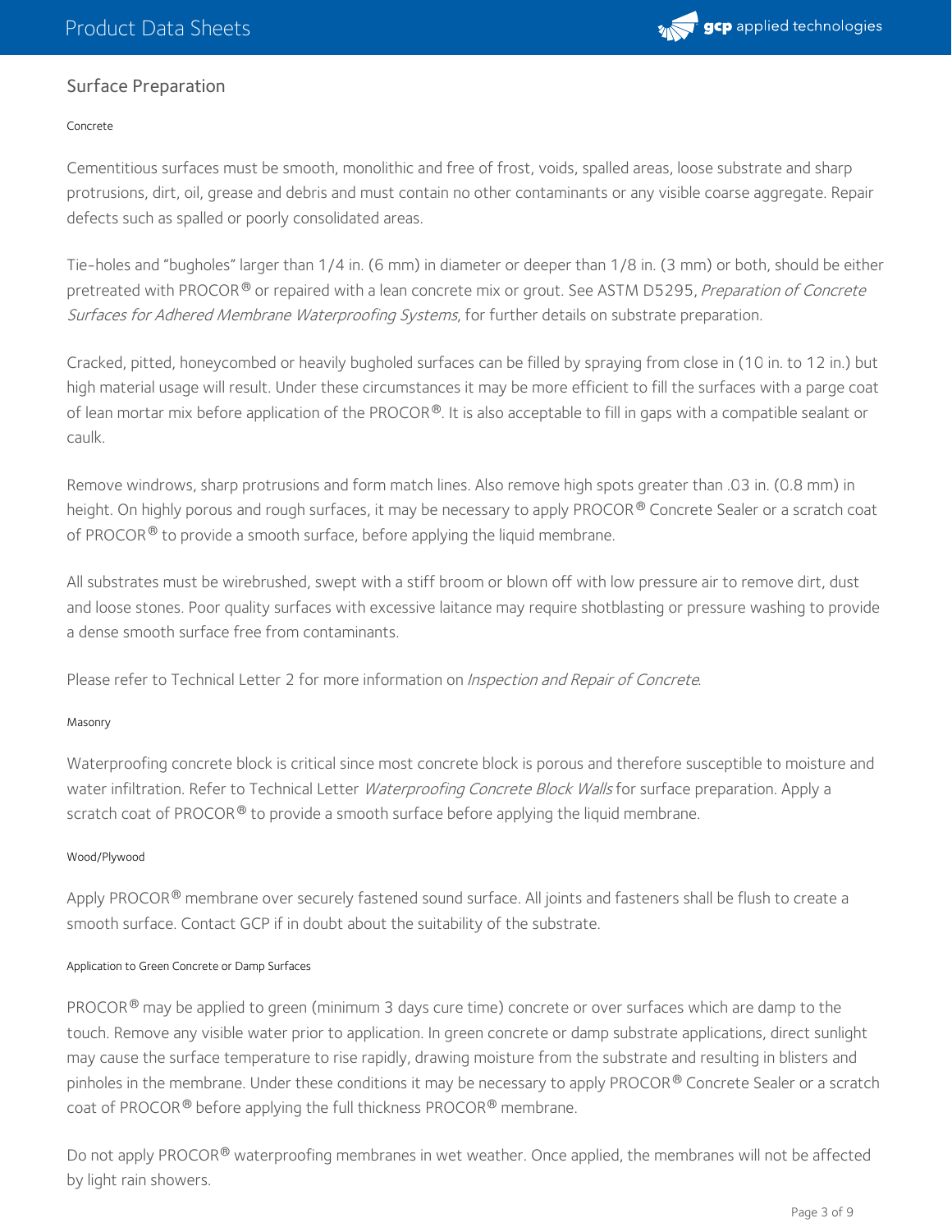## Surface Preparation

### Concrete

Cementitious surfaces must be smooth, monolithic and free of frost, voids, spalled areas, loose substrate and sharp protrusions, dirt, oil, grease and debris and must contain no other contaminants or any visible coarse aggregate. Repair defects such as spalled or poorly consolidated areas.

Tie-holes and "bugholes" larger than 1/4 in. (6 mm) in diameter or deeper than 1/8 in. (3 mm) or both, should be either pretreated with PROCOR® or repaired with a lean concrete mix or grout. See ASTM D5295, *Preparation of Concrete Surfaces for Adhered Membrane Waterproofing Systems*, for further details on substrate preparation.

Cracked, pitted, honeycombed or heavily bugholed surfaces can be filled by spraying from close in (10 in. to 12 in.) but high material usage will result. Under these circumstances it may be more efficient to fill the surfaces with a parge coat of lean mortar mix before application of the PROCOR®. It is also acceptable to fill in gaps with a compatible sealant or caulk.

Remove windrows, sharp protrusions and form match lines. Also remove high spots greater than .03 in. (0.8 mm) in height. On highly porous and rough surfaces, it may be necessary to apply PROCOR® Concrete Sealer or a scratch coat of PROCOR® to provide a smooth surface, before applying the liquid membrane.

All substrates must be wirebrushed, swept with a stiff broom or blown off with low pressure air to remove dirt, dust and loose stones. Poor quality surfaces with excessive laitance may require shotblasting or pressure washing to provide a dense smooth surface free from contaminants.

Please refer to Technical Letter 2 for more information on *Inspection and Repair of Concrete*.

### Masonry

Waterproofing concrete block is critical since most concrete block is porous and therefore susceptible to moisture and water infiltration. Refer to Technical Letter *Waterproofing Concrete Block Walls* for surface preparation. Apply a scratch coat of PROCOR® to provide a smooth surface before applying the liquid membrane.

### Wood/Plywood

Apply PROCOR® membrane over securely fastened sound surface. All joints and fasteners shall be flush to create a smooth surface. Contact GCP if in doubt about the suitability of the substrate.

### Application to Green Concrete or Damp Surfaces

PROCOR® may be applied to green (minimum 3 days cure time) concrete or over surfaces which are damp to the touch. Remove any visible water prior to application. In green concrete or damp substrate applications, direct sunlight may cause the surface temperature to rise rapidly, drawing moisture from the substrate and resulting in blisters and pinholes in the membrane. Under these conditions it may be necessary to apply PROCOR® Concrete Sealer or a scratch coat of PROCOR® before applying the full thickness PROCOR® membrane.

Do not apply PROCOR® waterproofing membranes in wet weather. Once applied, the membranes will not be affected by light rain showers.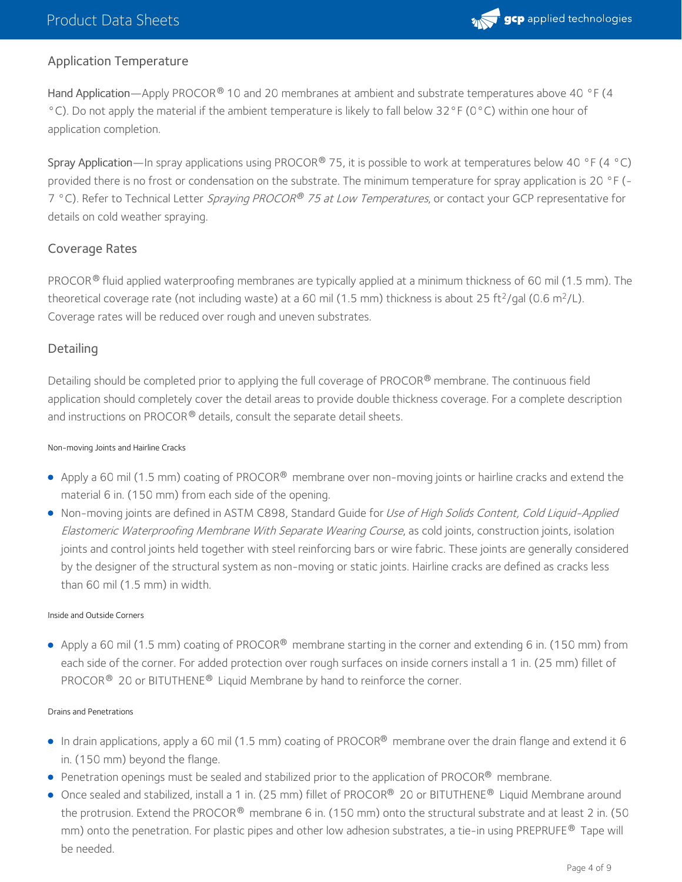## Application Temperature

**Hand Application**—Apply PROCOR® 10 and 20 membranes at ambient and substrate temperatures above 40 °F (4 °C). Do not apply the material if the ambient temperature is likely to fall below 32°F (0°C) within one hour of application completion.

**Spray Application**—In spray applications using PROCOR® 75, it is possible to work at temperatures below 40 °F (4 °C) provided there is no frost or condensation on the substrate. The minimum temperature for spray application is 20 °F (-7 °C). Refer to Technical Letter *Spraying PROCOR® 75 at Low Temperatures*, or contact your GCP representative for details on cold weather spraying.

## Coverage Rates

PROCOR® fluid applied waterproofing membranes are typically applied at a minimum thickness of 60 mil (1.5 mm). The theoretical coverage rate (not including waste) at a 60 mil (1.5 mm) thickness is about 25 $ft^2$/gal (0.6 $m^2$/L). Coverage rates will be reduced over rough and uneven substrates.

## Detailing

Detailing should be completed prior to applying the full coverage of PROCOR® membrane. The continuous field application should completely cover the detail areas to provide double thickness coverage. For a complete description and instructions on PROCOR® details, consult the separate detail sheets.

#### Non-moving Joints and Hairline Cracks

- Apply a 60 mil (1.5 mm) coating of PROCOR® membrane over non-moving joints or hairline cracks and extend the material 6 in. (150 mm) from each side of the opening.
- Non-moving joints are defined in ASTM C898, Standard Guide for *Use of High Solids Content, Cold Liquid-Applied Elastomeric Waterproofing Membrane With Separate Wearing Course*, as cold joints, construction joints, isolation joints and control joints held together with steel reinforcing bars or wire fabric. These joints are generally considered by the designer of the structural system as non-moving or static joints. Hairline cracks are defined as cracks less than 60 mil (1.5 mm) in width.

#### Inside and Outside Corners

- Apply a 60 mil (1.5 mm) coating of PROCOR® membrane starting in the corner and extending 6 in. (150 mm) from each side of the corner. For added protection over rough surfaces on inside corners install a 1 in. (25 mm) fillet of PROCOR® 20 or BITUTHENE® Liquid Membrane by hand to reinforce the corner.

#### Drains and Penetrations

- In drain applications, apply a 60 mil (1.5 mm) coating of PROCOR® membrane over the drain flange and extend it 6 in. (150 mm) beyond the flange.
- Penetration openings must be sealed and stabilized prior to the application of PROCOR® membrane.
- Once sealed and stabilized, install a 1 in. (25 mm) fillet of PROCOR® 20 or BITUTHENE® Liquid Membrane around the protrusion. Extend the PROCOR® membrane 6 in. (150 mm) onto the structural substrate and at least 2 in. (50 mm) onto the penetration. For plastic pipes and other low adhesion substrates, a tie-in using PREPRUFE® Tape will be needed.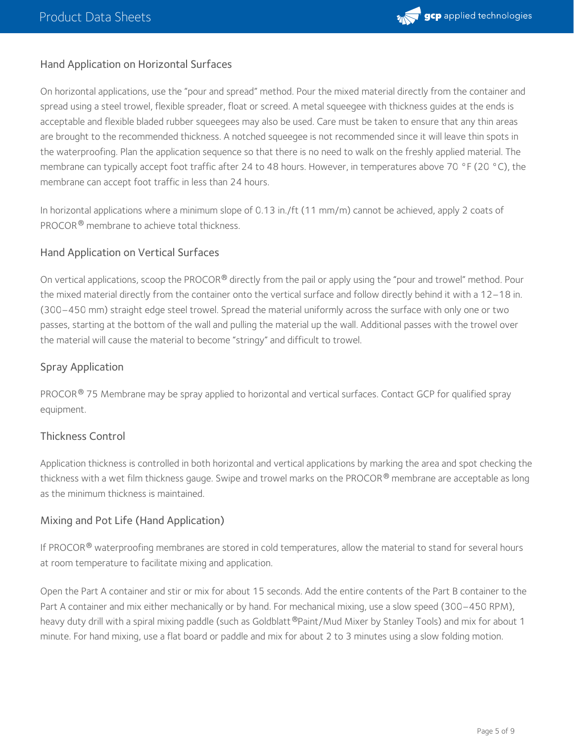## Hand Application on Horizontal Surfaces

On horizontal applications, use the "pour and spread" method. Pour the mixed material directly from the container and spread using a steel trowel, flexible spreader, float or screed. A metal squeegee with thickness guides at the ends is acceptable and flexible bladed rubber squeegees may also be used. Care must be taken to ensure that any thin areas are brought to the recommended thickness. A notched squeegee is not recommended since it will leave thin spots in the waterproofing. Plan the application sequence so that there is no need to walk on the freshly applied material. The membrane can typically accept foot traffic after 24 to 48 hours. However, in temperatures above 70 °F (20 °C), the membrane can accept foot traffic in less than 24 hours.

In horizontal applications where a minimum slope of 0.13 in./ft (11 mm/m) cannot be achieved, apply 2 coats of PROCOR® membrane to achieve total thickness.

## Hand Application on Vertical Surfaces

On vertical applications, scoop the PROCOR® directly from the pail or apply using the "pour and trowel" method. Pour the mixed material directly from the container onto the vertical surface and follow directly behind it with a 12–18 in. (300–450 mm) straight edge steel trowel. Spread the material uniformly across the surface with only one or two passes, starting at the bottom of the wall and pulling the material up the wall. Additional passes with the trowel over the material will cause the material to become "stringy" and difficult to trowel.

## Spray Application

PROCOR® 75 Membrane may be spray applied to horizontal and vertical surfaces. Contact GCP for qualified spray equipment.

## Thickness Control

Application thickness is controlled in both horizontal and vertical applications by marking the area and spot checking the thickness with a wet film thickness gauge. Swipe and trowel marks on the PROCOR® membrane are acceptable as long as the minimum thickness is maintained.

## Mixing and Pot Life (Hand Application)

If PROCOR® waterproofing membranes are stored in cold temperatures, allow the material to stand for several hours at room temperature to facilitate mixing and application.

Open the Part A container and stir or mix for about 15 seconds. Add the entire contents of the Part B container to the Part A container and mix either mechanically or by hand. For mechanical mixing, use a slow speed (300–450 RPM), heavy duty drill with a spiral mixing paddle (such as Goldblatt®Paint/Mud Mixer by Stanley Tools) and mix for about 1 minute. For hand mixing, use a flat board or paddle and mix for about 2 to 3 minutes using a slow folding motion.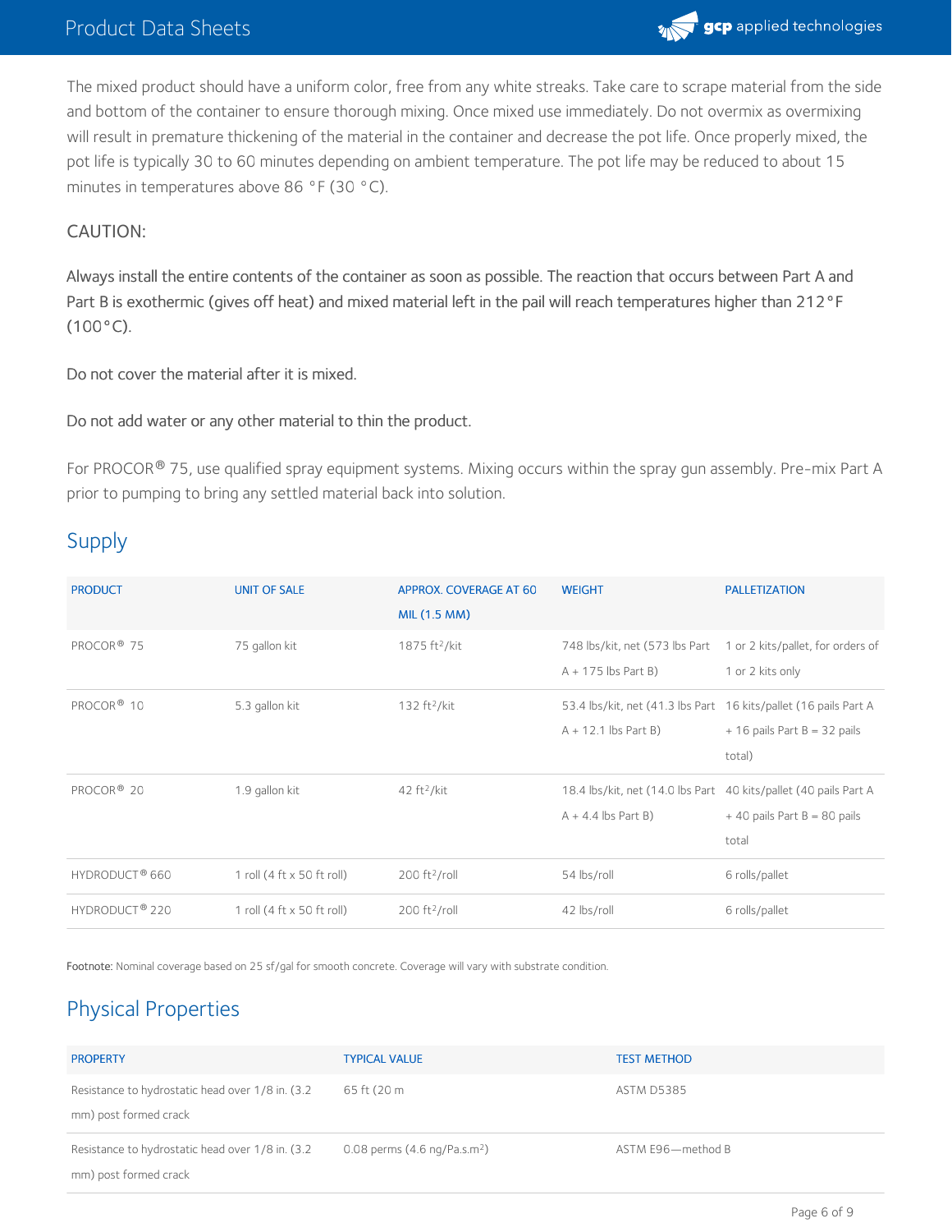The mixed product should have a uniform color, free from any white streaks. Take care to scrape material from the side and bottom of the container to ensure thorough mixing. Once mixed use immediately. Do not overmix as overmixing will result in premature thickening of the material in the container and decrease the pot life. Once properly mixed, the pot life is typically 30 to 60 minutes depending on ambient temperature. The pot life may be reduced to about 15 minutes in temperatures above 86 °F (30 °C).

CAUTION:

Always install the entire contents of the container as soon as possible. The reaction that occurs between Part A and Part B is exothermic (gives off heat) and mixed material left in the pail will reach temperatures higher than 212°F (100°C).

Do not cover the material after it is mixed.

Do not add water or any other material to thin the product.

For PROCOR® 75, use qualified spray equipment systems. Mixing occurs within the spray gun assembly. Pre-mix Part A prior to pumping to bring any settled material back into solution.

## Supply

| PRODUCT | UNIT OF SALE | APPROX. COVERAGE AT 60 MIL (1.5 MM) | WEIGHT | PALLETIZATION |
|---|---|---|---|---|
| PROCOR® 75 | 75 gallon kit | 1875 $ft^2$/kit | 748 lbs/kit, net (573 lbs Part A + 175 lbs Part B) | 1 or 2 kits/pallet, for orders of 1 or 2 kits only |
| PROCOR® 10 | 5.3 gallon kit | 132 $ft^2$/kit | 53.4 lbs/kit, net (41.3 lbs Part A + 12.1 lbs Part B) | 16 kits/pallet (16 pails Part A + 16 pails Part B = 32 pails total) |
| PROCOR® 20 | 1.9 gallon kit | 42 $ft^2$/kit | 18.4 lbs/kit, net (14.0 lbs Part A + 4.4 lbs Part B) | 40 kits/pallet (40 pails Part A + 40 pails Part B = 80 pails total |
| HYDRODUCT® 660 | 1 roll (4 ft x 50 ft roll) | 200 $ft^2$/roll | 54 lbs/roll | 6 rolls/pallet |
| HYDRODUCT® 220 | 1 roll (4 ft x 50 ft roll) | 200 $ft^2$/roll | 42 lbs/roll | 6 rolls/pallet |

**Footnote:** Nominal coverage based on 25 sf/gal for smooth concrete. Coverage will vary with substrate condition.

## Physical Properties

| PROPERTY | TYPICAL VALUE | TEST METHOD |
|---|---|---|
| Resistance to hydrostatic head over 1/8 in. (3.2 mm) post formed crack | 65 ft (20 m | ASTM D5385 |
| Resistance to hydrostatic head over 1/8 in. (3.2 mm) post formed crack | 0.08 perms (4.6 ng/Pa.s.$m^2$) | ASTM E96—method B |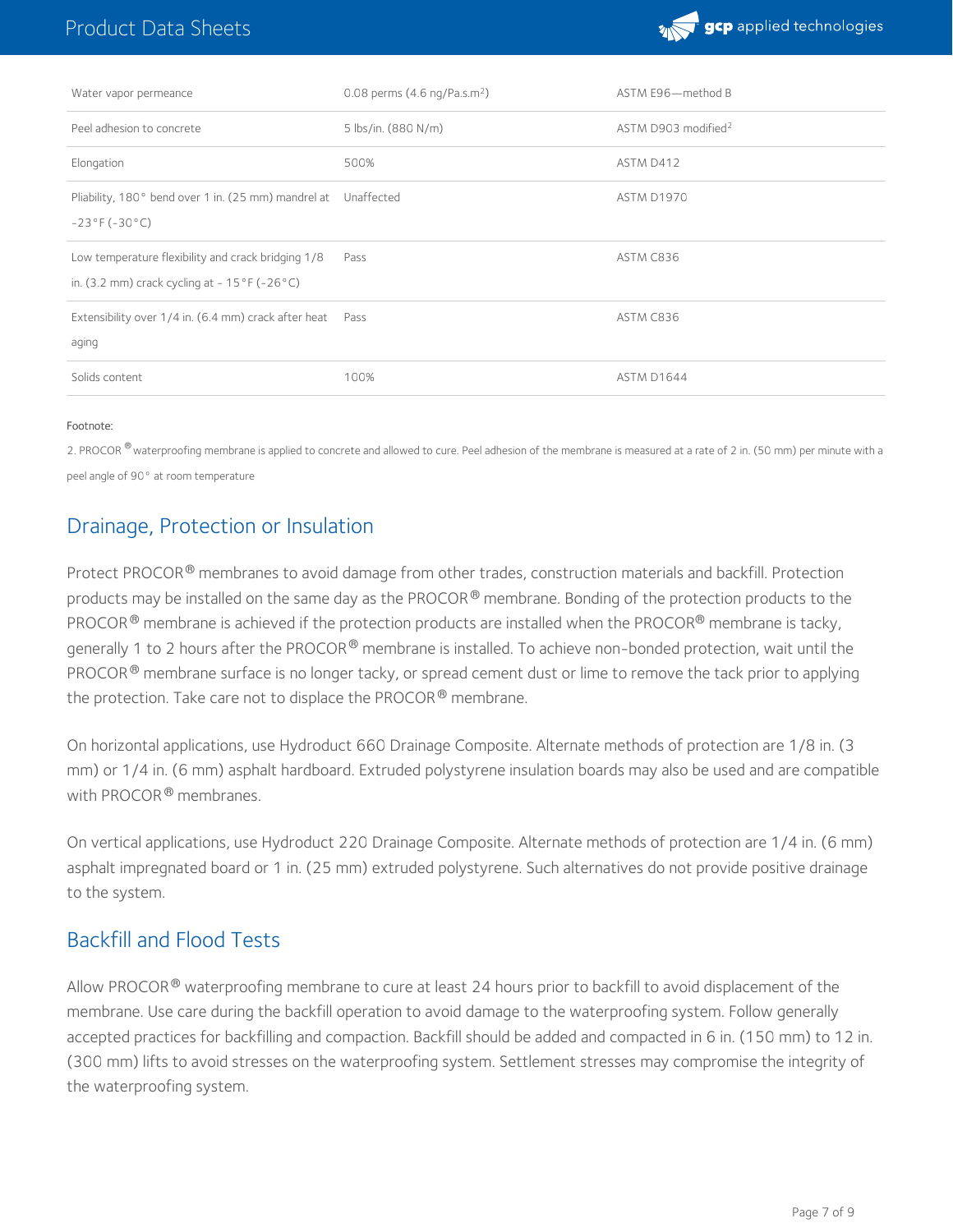| | | |
|---|---|---|
| Water vapor permeance | 0.08 perms (4.6 ng/Pa.s.$m^2$) | ASTM E96—method B |
| Peel adhesion to concrete | 5 lbs/in. (880 N/m) | ASTM D903 modified[2] |
| Elongation | 500% | ASTM D412 |
| Pliability, 180° bend over 1 in. (25 mm) mandrel at -23°F (-30°C) | Unaffected | ASTM D1970 |
| Low temperature flexibility and crack bridging 1/8 in. (3.2 mm) crack cycling at - 15°F (-26°C) | Pass | ASTM C836 |
| Extensibility over 1/4 in. (6.4 mm) crack after heat aging | Pass | ASTM C836 |
| Solids content | 100% | ASTM D1644 |

Footnote:

2. PROCOR ® waterproofing membrane is applied to concrete and allowed to cure. Peel adhesion of the membrane is measured at a rate of 2 in. (50 mm) per minute with a peel angle of 90° at room temperature

## Drainage, Protection or Insulation

Protect PROCOR® membranes to avoid damage from other trades, construction materials and backfill. Protection products may be installed on the same day as the PROCOR® membrane. Bonding of the protection products to the PROCOR® membrane is achieved if the protection products are installed when the PROCOR® membrane is tacky, generally 1 to 2 hours after the PROCOR® membrane is installed. To achieve non-bonded protection, wait until the PROCOR® membrane surface is no longer tacky, or spread cement dust or lime to remove the tack prior to applying the protection. Take care not to displace the PROCOR® membrane.

On horizontal applications, use Hydroduct 660 Drainage Composite. Alternate methods of protection are 1/8 in. (3 mm) or 1/4 in. (6 mm) asphalt hardboard. Extruded polystyrene insulation boards may also be used and are compatible with PROCOR® membranes.

On vertical applications, use Hydroduct 220 Drainage Composite. Alternate methods of protection are 1/4 in. (6 mm) asphalt impregnated board or 1 in. (25 mm) extruded polystyrene. Such alternatives do not provide positive drainage to the system.

## Backfill and Flood Tests

Allow PROCOR® waterproofing membrane to cure at least 24 hours prior to backfill to avoid displacement of the membrane. Use care during the backfill operation to avoid damage to the waterproofing system. Follow generally accepted practices for backfilling and compaction. Backfill should be added and compacted in 6 in. (150 mm) to 12 in. (300 mm) lifts to avoid stresses on the waterproofing system. Settlement stresses may compromise the integrity of the waterproofing system.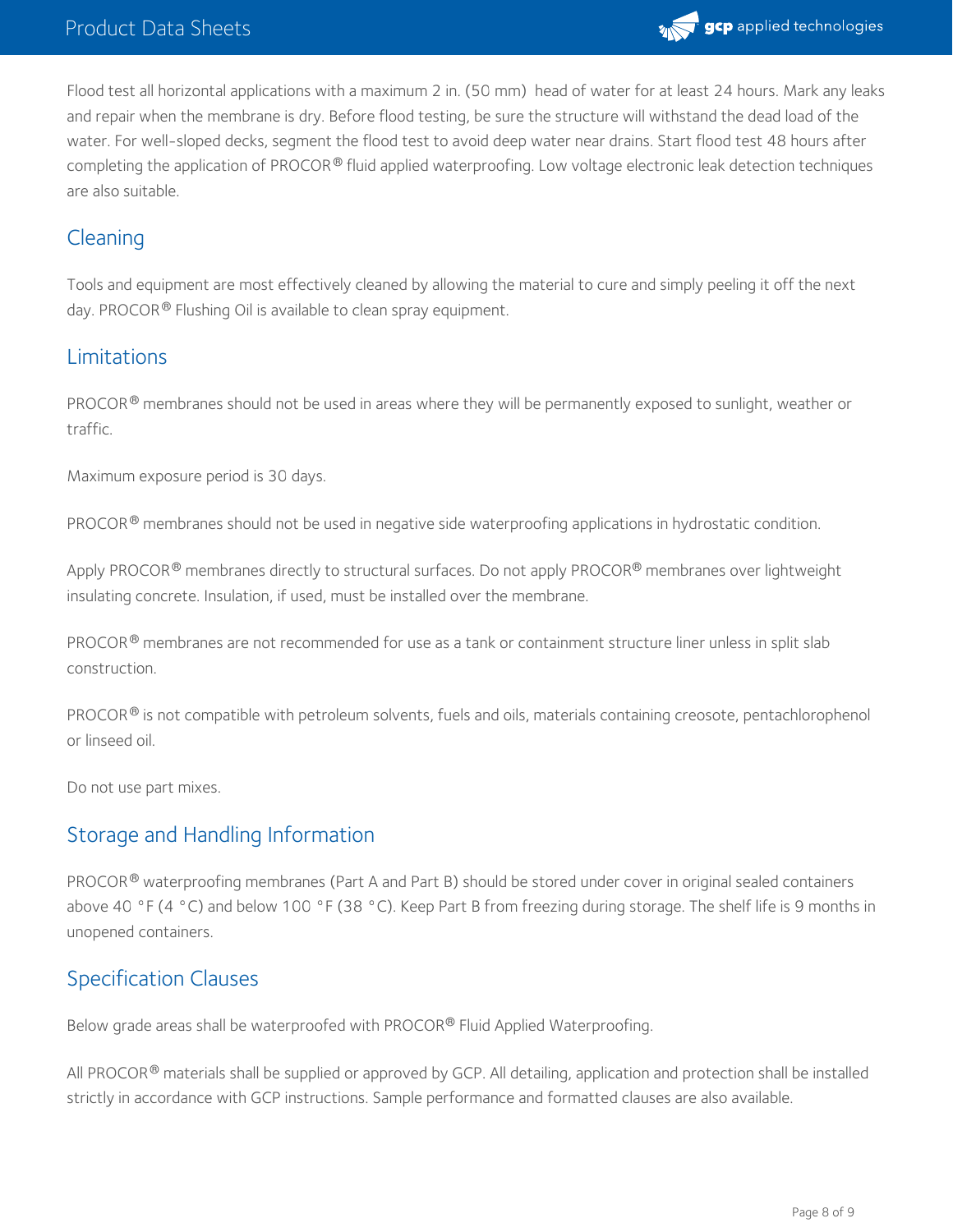Flood test all horizontal applications with a maximum 2 in. (50 mm) head of water for at least 24 hours. Mark any leaks and repair when the membrane is dry. Before flood testing, be sure the structure will withstand the dead load of the water. For well-sloped decks, segment the flood test to avoid deep water near drains. Start flood test 48 hours after completing the application of PROCOR® fluid applied waterproofing. Low voltage electronic leak detection techniques are also suitable.

## Cleaning

Tools and equipment are most effectively cleaned by allowing the material to cure and simply peeling it off the next day. PROCOR® Flushing Oil is available to clean spray equipment.

## Limitations

PROCOR® membranes should not be used in areas where they will be permanently exposed to sunlight, weather or traffic.

Maximum exposure period is 30 days.

PROCOR® membranes should not be used in negative side waterproofing applications in hydrostatic condition.

Apply PROCOR® membranes directly to structural surfaces. Do not apply PROCOR® membranes over lightweight insulating concrete. Insulation, if used, must be installed over the membrane.

PROCOR® membranes are not recommended for use as a tank or containment structure liner unless in split slab construction.

PROCOR® is not compatible with petroleum solvents, fuels and oils, materials containing creosote, pentachlorophenol or linseed oil.

Do not use part mixes.

## Storage and Handling Information

PROCOR® waterproofing membranes (Part A and Part B) should be stored under cover in original sealed containers above 40 °F (4 °C) and below 100 °F (38 °C). Keep Part B from freezing during storage. The shelf life is 9 months in unopened containers.

## Specification Clauses

Below grade areas shall be waterproofed with PROCOR® Fluid Applied Waterproofing.

All PROCOR® materials shall be supplied or approved by GCP. All detailing, application and protection shall be installed strictly in accordance with GCP instructions. Sample performance and formatted clauses are also available.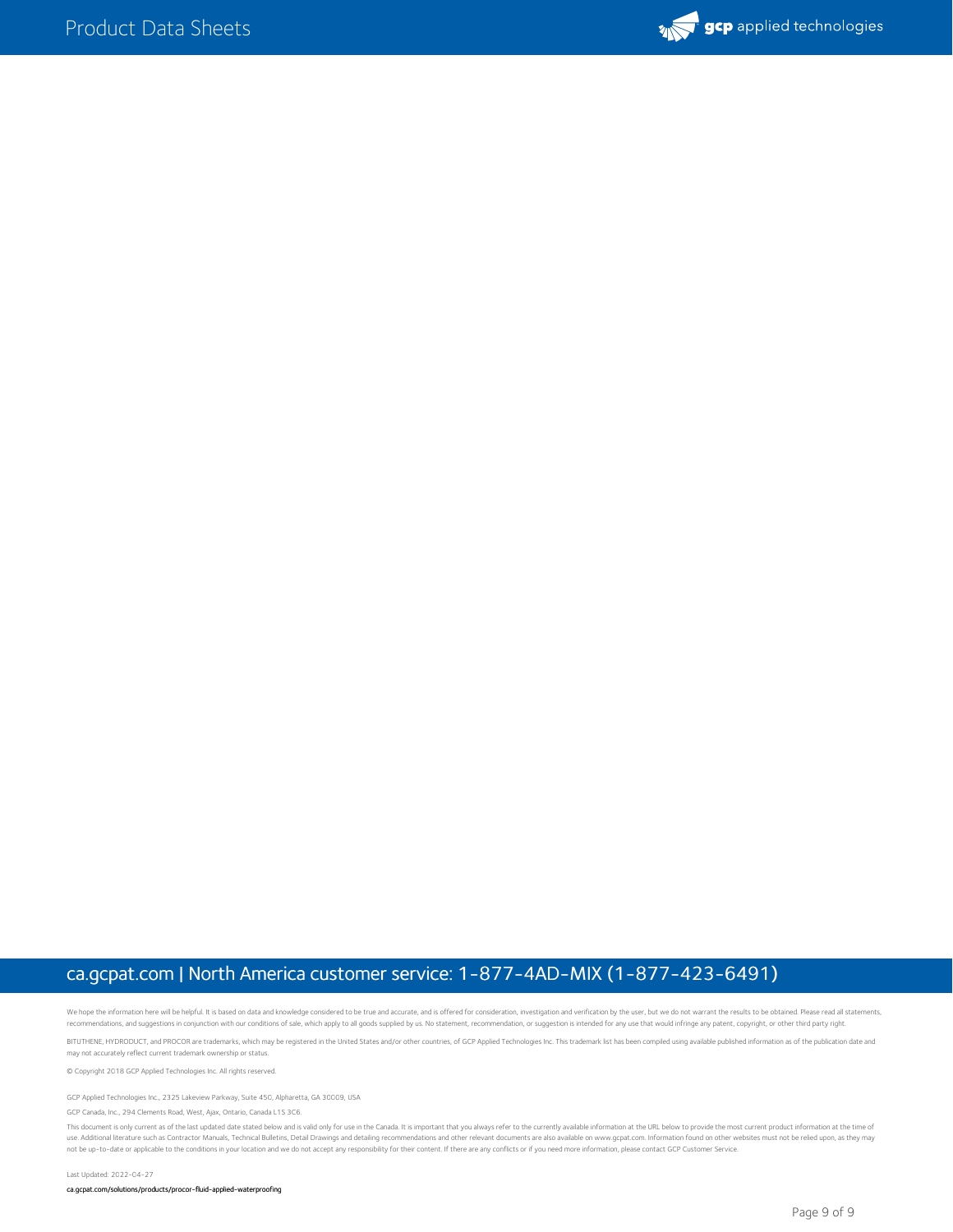ca.gcpat.com | North America customer service: 1-877-4AD-MIX (1-877-423-6491)

We hope the information here will be helpful. It is based on data and knowledge considered to be true and accurate, and is offered for consideration, investigation and verification by the user, but we do not warrant the results to be obtained. Please read all statements, recommendations, and suggestions in conjunction with our conditions of sale, which apply to all goods supplied by us. No statement, recommendation, or suggestion is intended for any use that would infringe any patent, copyright, or other third party right.

BITUTHENE, HYDRODUCT, and PROCOR are trademarks, which may be registered in the United States and/or other countries, of GCP Applied Technologies Inc. This trademark list has been compiled using available published information as of the publication date and may not accurately reflect current trademark ownership or status.

© Copyright 2018 GCP Applied Technologies Inc. All rights reserved.

GCP Applied Technologies Inc., 2325 Lakeview Parkway, Suite 450, Alpharetta, GA 30009, USA

GCP Canada, Inc., 294 Clements Road, West, Ajax, Ontario, Canada L1S 3C6.

This document is only current as of the last updated date stated below and is valid only for use in the Canada. It is important that you always refer to the currently available information at the URL below to provide the most current product information at the time of use. Additional literature such as Contractor Manuals, Technical Bulletins, Detail Drawings and detailing recommendations and other relevant documents are also available on www.gcpat.com. Information found on other websites must not be relied upon, as they may not be up-to-date or applicable to the conditions in your location and we do not accept any responsibility for their content. If there are any conflicts or if you need more information, please contact GCP Customer Service.

Last Updated: 2022-04-27

ca.gcpat.com/solutions/products/procor-fluid-applied-waterproofing